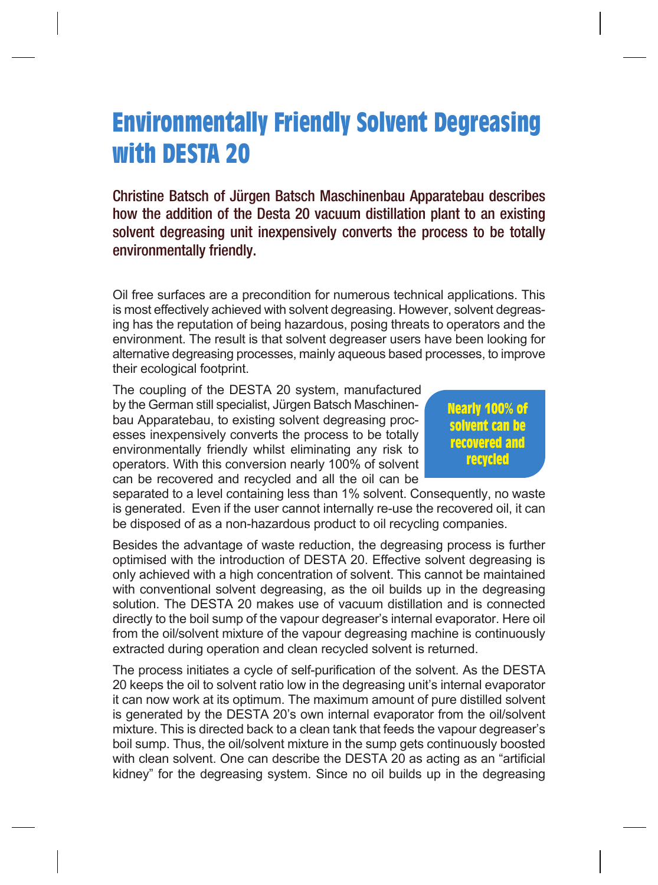# Environmentally Friendly Solvent Degreasing with DESTA 20

**Christine Batsch of Jürgen Batsch Maschinenbau Apparatebau describes how the addition of the Desta 20 vacuum distillation plant to an existing solvent degreasing unit inexpensively converts the process to be totally environmentally friendly.**

Oil free surfaces are a precondition for numerous technical applications. This is most effectively achieved with solvent degreasing. However, solvent degreasing has the reputation of being hazardous, posing threats to operators and the environment. The result is that solvent degreaser users have been looking for alternative degreasing processes, mainly aqueous based processes, to improve their ecological footprint.

The coupling of the DESTA 20 system, manufactured by the German still specialist, Jürgen Batsch Maschinenbau Apparatebau, to existing solvent degreasing processes inexpensively converts the process to be totally environmentally friendly whilst eliminating any risk to operators. With this conversion nearly 100% of solvent can be recovered and recycled and all the oil can be separated to a level containing less than 1% solvent. Consequently, no waste is generated. Even if the user cannot internally re-use the recovered oil, it can be disposed of as a non-hazardous product to oil recycling companies.

> **Nearly 100% of solvent can be recovered and recycled**

Besides the advantage of waste reduction, the degreasing process is further optimised with the introduction of DESTA 20. Effective solvent degreasing is only achieved with a high concentration of solvent. This cannot be maintained with conventional solvent degreasing, as the oil builds up in the degreasing solution. The DESTA 20 makes use of vacuum distillation and is connected directly to the boil sump of the vapour degreaser's internal evaporator. Here oil from the oil/solvent mixture of the vapour degreasing machine is continuously extracted during operation and clean recycled solvent is returned.

The process initiates a cycle of self-purification of the solvent. As the DESTA 20 keeps the oil to solvent ratio low in the degreasing unit's internal evaporator it can now work at its optimum. The maximum amount of pure distilled solvent is generated by the DESTA 20's own internal evaporator from the oil/solvent mixture. This is directed back to a clean tank that feeds the vapour degreaser's boil sump. Thus, the oil/solvent mixture in the sump gets continuously boosted with clean solvent. One can describe the DESTA 20 as acting as an "artificial kidney" for the degreasing system. Since no oil builds up in the degreasing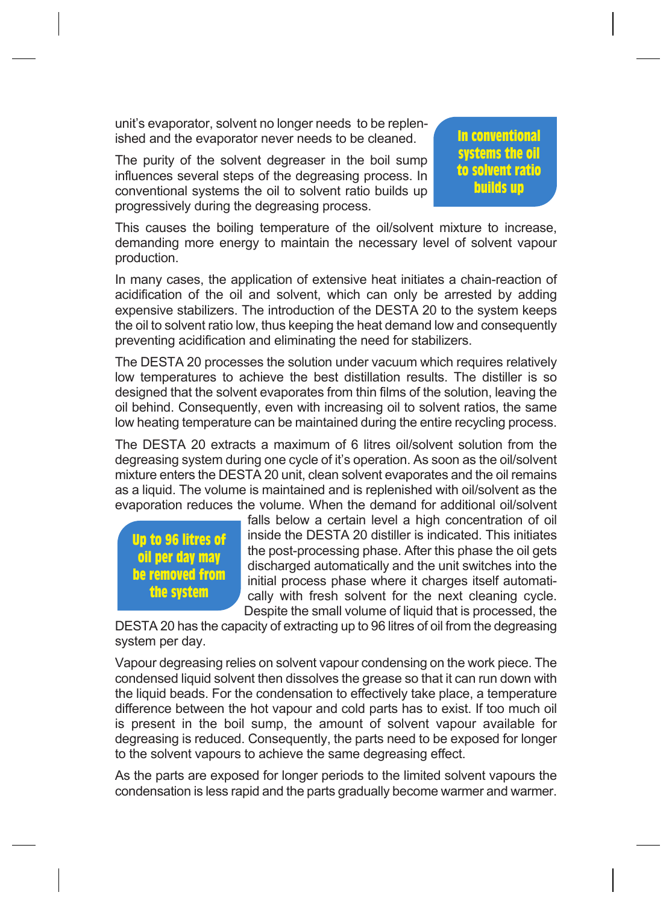unit's evaporator, solvent no longer needs to be replenished and the evaporator never needs to be cleaned.

**In conventional systems the oil to solvent ratio builds up**

The purity of the solvent degreaser in the boil sump influences several steps of the degreasing process. In conventional systems the oil to solvent ratio builds up progressively during the degreasing process.

This causes the boiling temperature of the oil/solvent mixture to increase, demanding more energy to maintain the necessary level of solvent vapour production.

In many cases, the application of extensive heat initiates a chain-reaction of acidification of the oil and solvent, which can only be arrested by adding expensive stabilizers. The introduction of the DESTA 20 to the system keeps the oil to solvent ratio low, thus keeping the heat demand low and consequently preventing acidification and eliminating the need for stabilizers.

The DESTA 20 processes the solution under vacuum which requires relatively low temperatures to achieve the best distillation results. The distiller is so designed that the solvent evaporates from thin films of the solution, leaving the oil behind. Consequently, even with increasing oil to solvent ratios, the same low heating temperature can be maintained during the entire recycling process.

**Up to 96 litres of oil per day may be removed from the system**

The DESTA 20 extracts a maximum of 6 litres oil/solvent solution from the degreasing system during one cycle of it's operation. As soon as the oil/solvent mixture enters the DESTA 20 unit, clean solvent evaporates and the oil remains as a liquid. The volume is maintained and is replenished with oil/solvent as the evaporation reduces the volume. When the demand for additional oil/solvent falls below a certain level a high concentration of oil inside the DESTA 20 distiller is indicated. This initiates the post-processing phase. After this phase the oil gets discharged automatically and the unit switches into the initial process phase where it charges itself automatically with fresh solvent for the next cleaning cycle. Despite the small volume of liquid that is processed, the DESTA 20 has the capacity of extracting up to 96 litres of oil from the degreasing system per day.

Vapour degreasing relies on solvent vapour condensing on the work piece. The condensed liquid solvent then dissolves the grease so that it can run down with the liquid beads. For the condensation to effectively take place, a temperature difference between the hot vapour and cold parts has to exist. If too much oil is present in the boil sump, the amount of solvent vapour available for degreasing is reduced. Consequently, the parts need to be exposed for longer to the solvent vapours to achieve the same degreasing effect.

As the parts are exposed for longer periods to the limited solvent vapours the condensation is less rapid and the parts gradually become warmer and warmer.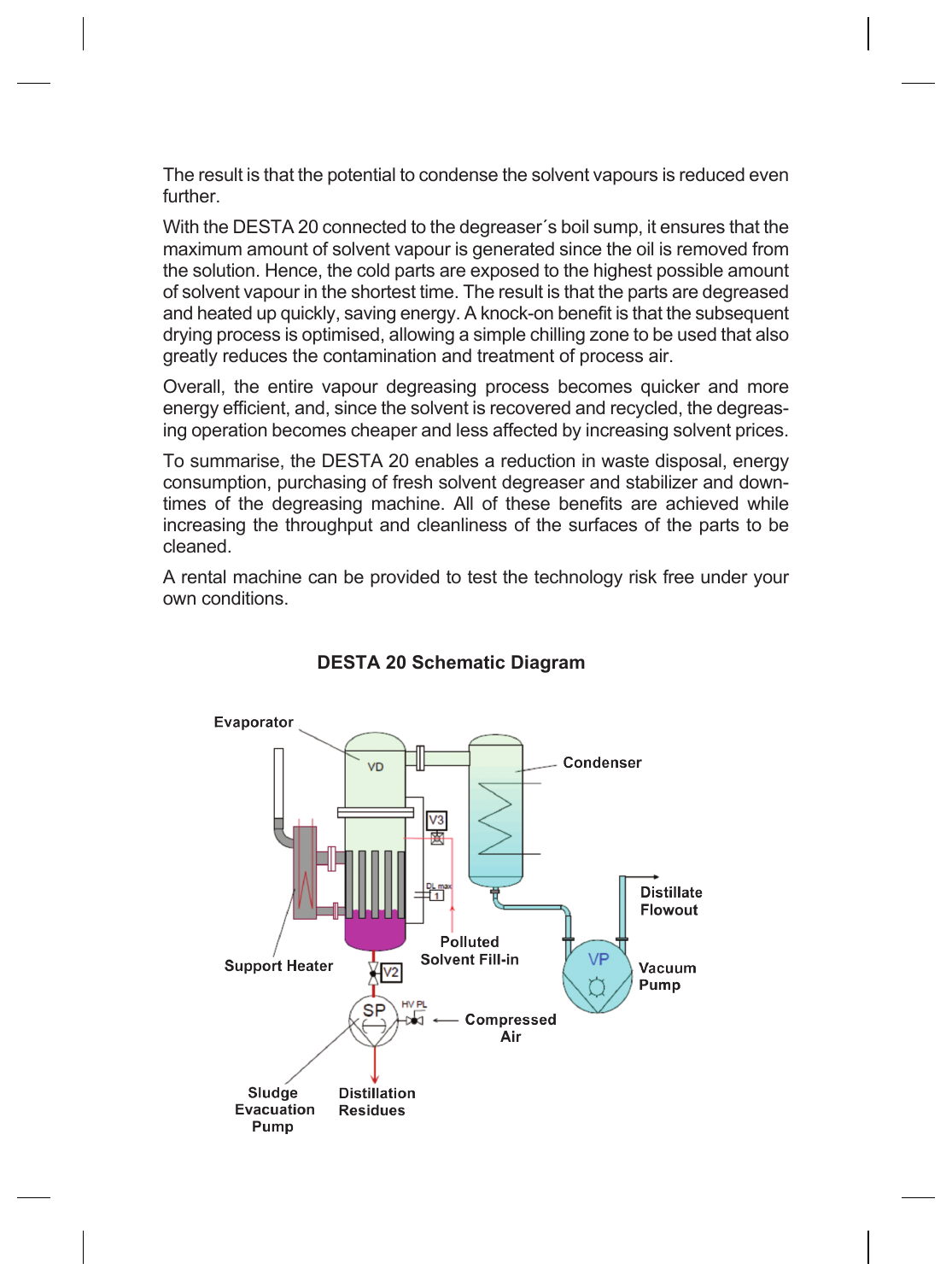The result is that the potential to condense the solvent vapours is reduced even further.

With the DESTA 20 connected to the degreaser´s boil sump, it ensures that the maximum amount of solvent vapour is generated since the oil is removed from the solution. Hence, the cold parts are exposed to the highest possible amount of solvent vapour in the shortest time. The result is that the parts are degreased and heated up quickly, saving energy. A knock-on benefit is that the subsequent drying process is optimised, allowing a simple chilling zone to be used that also greatly reduces the contamination and treatment of process air.

Overall, the entire vapour degreasing process becomes quicker and more energy efficient, and, since the solvent is recovered and recycled, the degreasing operation becomes cheaper and less affected by increasing solvent prices.

To summarise, the DESTA 20 enables a reduction in waste disposal, energy consumption, purchasing of fresh solvent degreaser and stabilizer and downtimes of the degreasing machine. All of these benefits are achieved while increasing the throughput and cleanliness of the surfaces of the parts to be cleaned.

A rental machine can be provided to test the technology risk free under your own conditions.

## DESTA 20 Schematic Diagram

Evaporator

VD

Condenser

V3

DL max

1

Distillate Flowout

Polluted Solvent Fill-in

VP

Vacuum Pump

Support Heater

V2

SP

HV PL

Compressed Air

Sludge Evacuation Pump

Distillation Residues